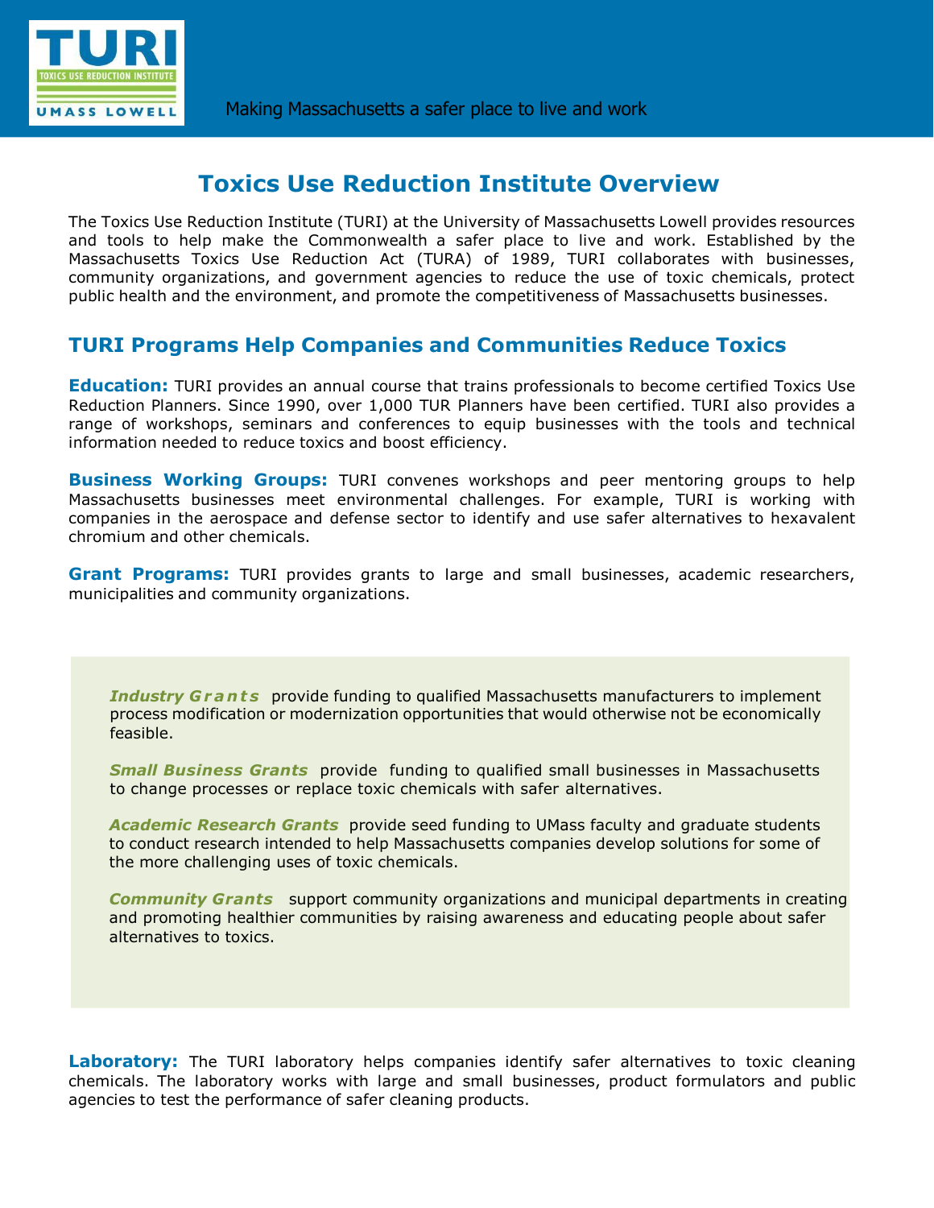Making Massachusetts a safer place to live and work

# Toxics Use Reduction Institute Overview

The Toxics Use Reduction Institute (TURI) at the University of Massachusetts Lowell provides resources and tools to help make the Commonwealth a safer place to live and work. Established by the Massachusetts Toxics Use Reduction Act (TURA) of 1989, TURI collaborates with businesses, community organizations, and government agencies to reduce the use of toxic chemicals, protect public health and the environment, and promote the competitiveness of Massachusetts businesses.

## TURI Programs Help Companies and Communities Reduce Toxics

**Education:** TURI provides an annual course that trains professionals to become certified Toxics Use Reduction Planners. Since 1990, over 1,000 TUR Planners have been certified. TURI also provides a range of workshops, seminars and conferences to equip businesses with the tools and technical information needed to reduce toxics and boost efficiency.

**Business Working Groups:** TURI convenes workshops and peer mentoring groups to help Massachusetts businesses meet environmental challenges. For example, TURI is working with companies in the aerospace and defense sector to identify and use safer alternatives to hexavalent chromium and other chemicals.

**Grant Programs:** TURI provides grants to large and small businesses, academic researchers, municipalities and community organizations.

***Industry Grants*** provide funding to qualified Massachusetts manufacturers to implement process modification or modernization opportunities that would otherwise not be economically feasible.

***Small Business Grants*** provide funding to qualified small businesses in Massachusetts to change processes or replace toxic chemicals with safer alternatives.

***Academic Research Grants*** provide seed funding to UMass faculty and graduate students to conduct research intended to help Massachusetts companies develop solutions for some of the more challenging uses of toxic chemicals.

***Community Grants*** support community organizations and municipal departments in creating and promoting healthier communities by raising awareness and educating people about safer alternatives to toxics.

**Laboratory:** The TURI laboratory helps companies identify safer alternatives to toxic cleaning chemicals. The laboratory works with large and small businesses, product formulators and public agencies to test the performance of safer cleaning products.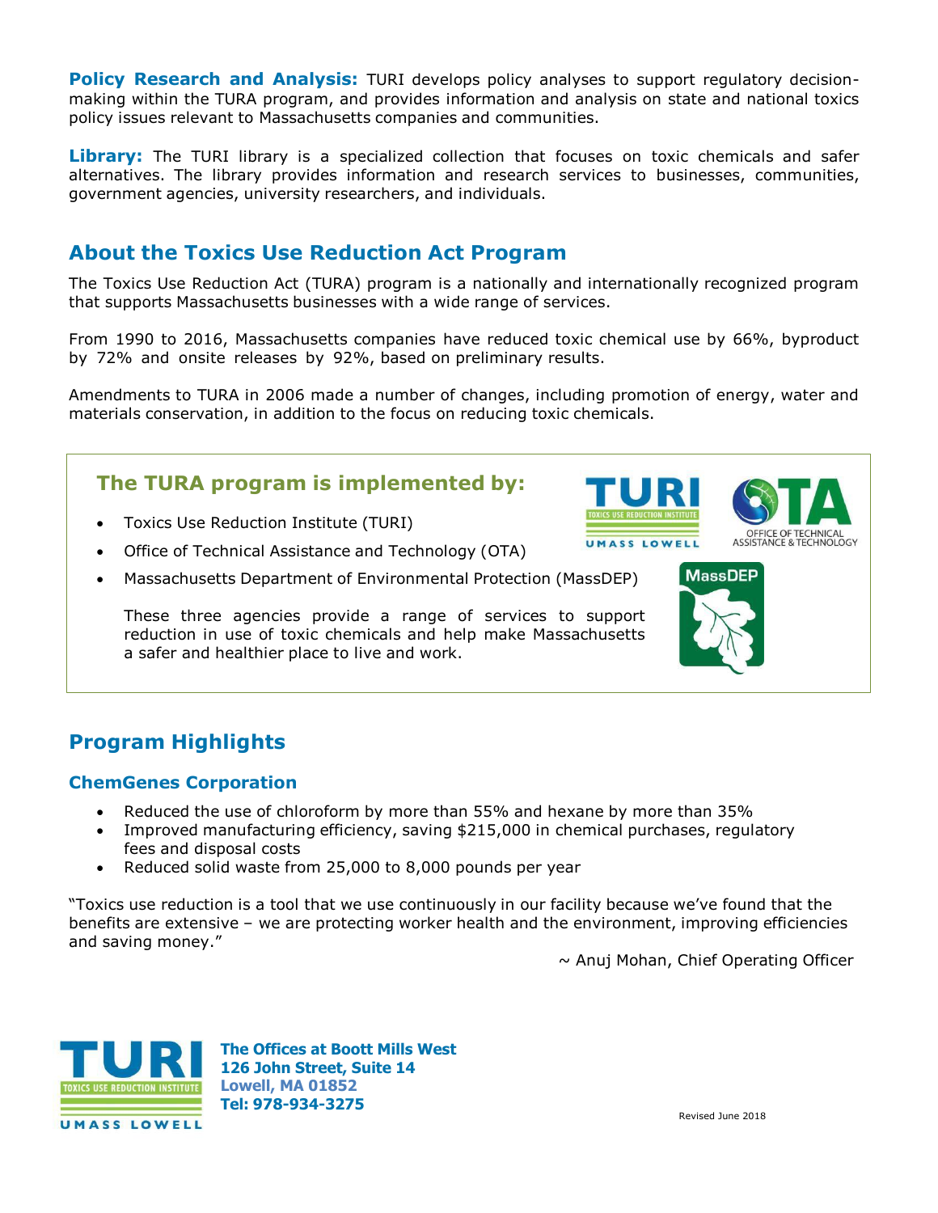**Policy Research and Analysis:** TURI develops policy analyses to support regulatory decision-making within the TURA program, and provides information and analysis on state and national toxics policy issues relevant to Massachusetts companies and communities.

**Library:** The TURI library is a specialized collection that focuses on toxic chemicals and safer alternatives. The library provides information and research services to businesses, communities, government agencies, university researchers, and individuals.

## About the Toxics Use Reduction Act Program

The Toxics Use Reduction Act (TURA) program is a nationally and internationally recognized program that supports Massachusetts businesses with a wide range of services.

From 1990 to 2016, Massachusetts companies have reduced toxic chemical use by 66%, byproduct by 72% and onsite releases by 92%, based on preliminary results.

Amendments to TURA in 2006 made a number of changes, including promotion of energy, water and materials conservation, in addition to the focus on reducing toxic chemicals.

### The TURA program is implemented by:

- Toxics Use Reduction Institute (TURI)
- Office of Technical Assistance and Technology (OTA)
- Massachusetts Department of Environmental Protection (MassDEP)

These three agencies provide a range of services to support reduction in use of toxic chemicals and help make Massachusetts a safer and healthier place to live and work.

## Program Highlights

### ChemGenes Corporation

- Reduced the use of chloroform by more than 55% and hexane by more than 35%
- Improved manufacturing efficiency, saving $215,000 in chemical purchases, regulatory fees and disposal costs
- Reduced solid waste from 25,000 to 8,000 pounds per year

"Toxics use reduction is a tool that we use continuously in our facility because we've found that the benefits are extensive – we are protecting worker health and the environment, improving efficiencies and saving money."

~ Anuj Mohan, Chief Operating Officer

**The Offices at Boott Mills West**
**126 John Street, Suite 14**
**Lowell, MA 01852**
**Tel: 978-934-3275**

Revised June 2018